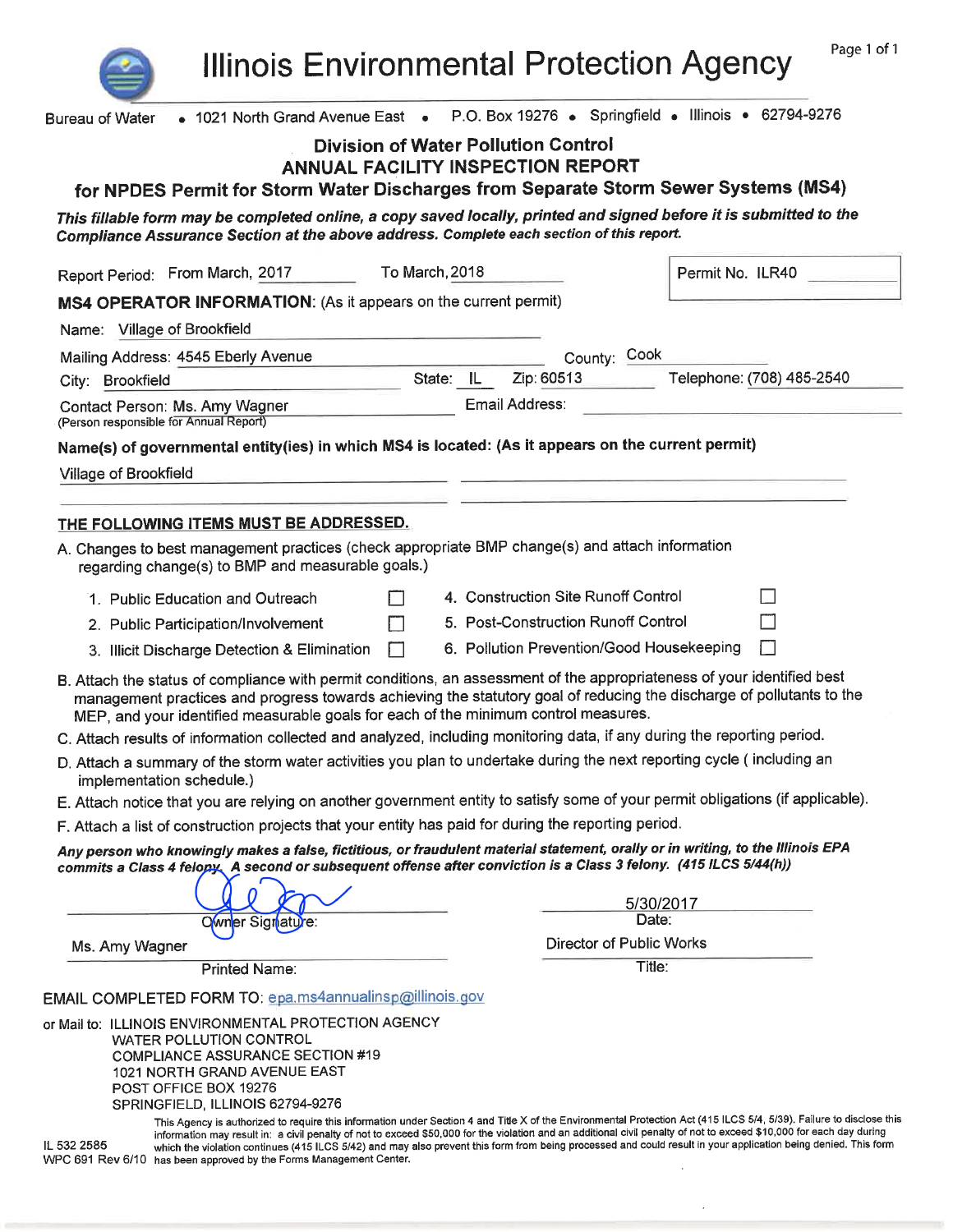# Illinois Environmental Protection Agency

Bureau of Water • 1021 North Grand Avenue East • P.O. Box 19276 • Springfield • Illinois • 62794-9276

## Division of Water Pollution Control
## ANNUAL FACILITY INSPECTION REPORT
## for NPDES Permit for Storm Water Discharges from Separate Storm Sewer Systems (MS4)

***This fillable form may be completed online, a copy saved locally, printed and signed before it is submitted to the Compliance Assurance Section at the above address. Complete each section of this report.***

Report Period: From March, 2017 To March, 2018

Permit No. ILR40

**MS4 OPERATOR INFORMATION:** (As it appears on the current permit)

Name: Village of Brookfield

Mailing Address: 4545 Eberly Avenue County: Cook

City: Brookfield State: IL Zip: 60513 Telephone: (708) 485-2540

Contact Person: Ms. Amy Wagner Email Address:
(Person responsible for Annual Report)

**Name(s) of governmental entity(ies) in which MS4 is located: (As it appears on the current permit)**

Village of Brookfield

**THE FOLLOWING ITEMS MUST BE ADDRESSED.**

A. Changes to best management practices (check appropriate BMP change(s) and attach information regarding change(s) to BMP and measurable goals.)

1. Public Education and Outreach ☐
2. Public Participation/Involvement ☐
3. Illicit Discharge Detection & Elimination ☐
4. Construction Site Runoff Control ☐
5. Post-Construction Runoff Control ☐
6. Pollution Prevention/Good Housekeeping ☐

B. Attach the status of compliance with permit conditions, an assessment of the appropriateness of your identified best management practices and progress towards achieving the statutory goal of reducing the discharge of pollutants to the MEP, and your identified measurable goals for each of the minimum control measures.

C. Attach results of information collected and analyzed, including monitoring data, if any during the reporting period.

D. Attach a summary of the storm water activities you plan to undertake during the next reporting cycle ( including an implementation schedule.)

E. Attach notice that you are relying on another government entity to satisfy some of your permit obligations (if applicable).

F. Attach a list of construction projects that your entity has paid for during the reporting period.

***Any person who knowingly makes a false, fictitious, or fraudulent material statement, orally or in writing, to the Illinois EPA commits a Class 4 felony. A second or subsequent offense after conviction is a Class 3 felony. (415 ILCS 5/44(h))***

Owner Signature: Date: 5/30/2017

Printed Name: Ms. Amy Wagner Title: Director of Public Works

EMAIL COMPLETED FORM TO: epa.ms4annualinsp@illinois.gov

or Mail to: ILLINOIS ENVIRONMENTAL PROTECTION AGENCY
WATER POLLUTION CONTROL
COMPLIANCE ASSURANCE SECTION #19
1021 NORTH GRAND AVENUE EAST
POST OFFICE BOX 19276
SPRINGFIELD, ILLINOIS 62794-9276

IL 532 2585
WPC 691 Rev 6/10

This Agency is authorized to require this information under Section 4 and Title X of the Environmental Protection Act (415 ILCS 5/4, 5/39). Failure to disclose this information may result in: a civil penalty of not to exceed $50,000 for the violation and an additional civil penalty of not to exceed $10,000 for each day during which the violation continues (415 ILCS 5/42) and may also prevent this form from being processed and could result in your application being denied. This form has been approved by the Forms Management Center.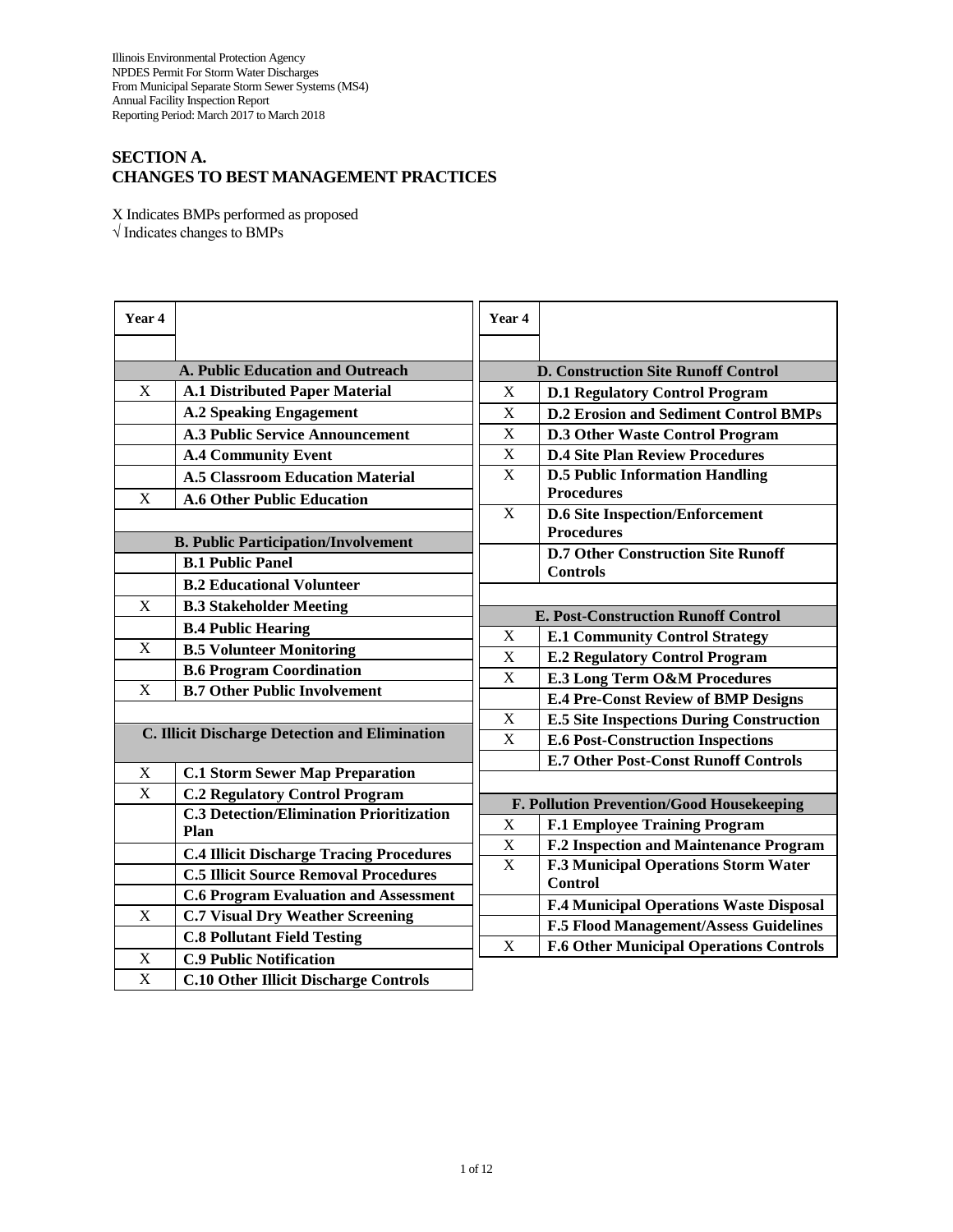Illinois Environmental Protection Agency
NPDES Permit For Storm Water Discharges
From Municipal Separate Storm Sewer Systems (MS4)
Annual Facility Inspection Report
Reporting Period: March 2017 to March 2018

## SECTION A.
## CHANGES TO BEST MANAGEMENT PRACTICES

X Indicates BMPs performed as proposed
√ Indicates changes to BMPs

| Year 4 | |
|---|---|
| | **A. Public Education and Outreach** |
| X | **A.1 Distributed Paper Material** |
| | **A.2 Speaking Engagement** |
| | **A.3 Public Service Announcement** |
| | **A.4 Community Event** |
| | **A.5 Classroom Education Material** |
| X | **A.6 Other Public Education** |
| | **B. Public Participation/Involvement** |
| | **B.1 Public Panel** |
| | **B.2 Educational Volunteer** |
| X | **B.3 Stakeholder Meeting** |
| | **B.4 Public Hearing** |
| X | **B.5 Volunteer Monitoring** |
| | **B.6 Program Coordination** |
| X | **B.7 Other Public Involvement** |
| | **C. Illicit Discharge Detection and Elimination** |
| X | **C.1 Storm Sewer Map Preparation** |
| X | **C.2 Regulatory Control Program** |
| | **C.3 Detection/Elimination Prioritization Plan** |
| | **C.4 Illicit Discharge Tracing Procedures** |
| | **C.5 Illicit Source Removal Procedures** |
| | **C.6 Program Evaluation and Assessment** |
| X | **C.7 Visual Dry Weather Screening** |
| | **C.8 Pollutant Field Testing** |
| X | **C.9 Public Notification** |
| X | **C.10 Other Illicit Discharge Controls** |

| Year 4 | |
|---|---|
| | **D. Construction Site Runoff Control** |
| X | **D.1 Regulatory Control Program** |
| X | **D.2 Erosion and Sediment Control BMPs** |
| X | **D.3 Other Waste Control Program** |
| X | **D.4 Site Plan Review Procedures** |
| X | **D.5 Public Information Handling Procedures** |
| X | **D.6 Site Inspection/Enforcement Procedures** |
| | **D.7 Other Construction Site Runoff Controls** |
| | **E. Post-Construction Runoff Control** |
| X | **E.1 Community Control Strategy** |
| X | **E.2 Regulatory Control Program** |
| X | **E.3 Long Term O&M Procedures** |
| | **E.4 Pre-Const Review of BMP Designs** |
| X | **E.5 Site Inspections During Construction** |
| X | **E.6 Post-Construction Inspections** |
| | **E.7 Other Post-Const Runoff Controls** |
| | **F. Pollution Prevention/Good Housekeeping** |
| X | **F.1 Employee Training Program** |
| X | **F.2 Inspection and Maintenance Program** |
| X | **F.3 Municipal Operations Storm Water Control** |
| | **F.4 Municipal Operations Waste Disposal** |
| | **F.5 Flood Management/Assess Guidelines** |
| X | **F.6 Other Municipal Operations Controls** |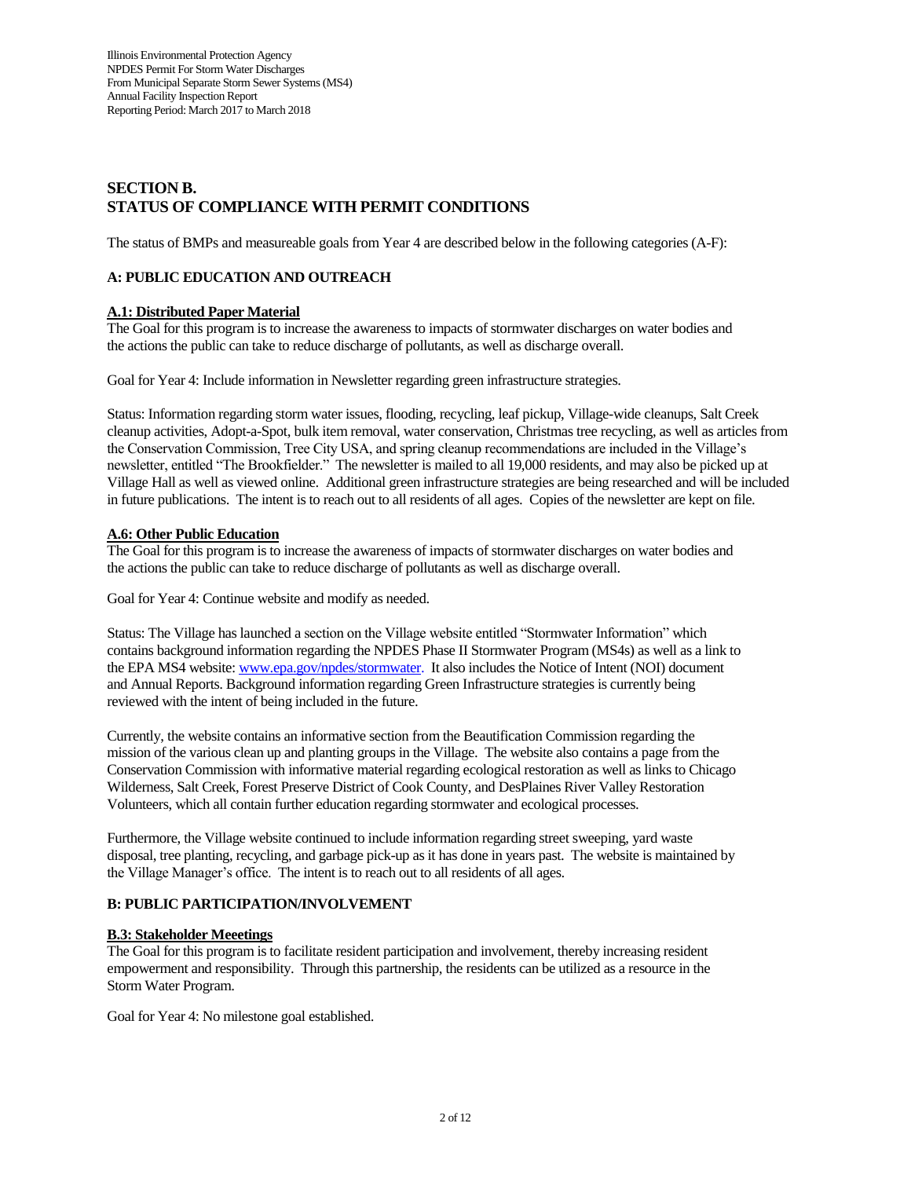## SECTION B.
## STATUS OF COMPLIANCE WITH PERMIT CONDITIONS

The status of BMPs and measureable goals from Year 4 are described below in the following categories (A-F):

### A: PUBLIC EDUCATION AND OUTREACH

**A.1: Distributed Paper Material**

The Goal for this program is to increase the awareness to impacts of stormwater discharges on water bodies and the actions the public can take to reduce discharge of pollutants, as well as discharge overall.

Goal for Year 4: Include information in Newsletter regarding green infrastructure strategies.

Status: Information regarding storm water issues, flooding, recycling, leaf pickup, Village-wide cleanups, Salt Creek cleanup activities, Adopt-a-Spot, bulk item removal, water conservation, Christmas tree recycling, as well as articles from the Conservation Commission, Tree City USA, and spring cleanup recommendations are included in the Village's newsletter, entitled "The Brookfielder." The newsletter is mailed to all 19,000 residents, and may also be picked up at Village Hall as well as viewed online. Additional green infrastructure strategies are being researched and will be included in future publications. The intent is to reach out to all residents of all ages. Copies of the newsletter are kept on file.

**A.6: Other Public Education**

The Goal for this program is to increase the awareness of impacts of stormwater discharges on water bodies and the actions the public can take to reduce discharge of pollutants as well as discharge overall.

Goal for Year 4: Continue website and modify as needed.

Status: The Village has launched a section on the Village website entitled "Stormwater Information" which contains background information regarding the NPDES Phase II Stormwater Program (MS4s) as well as a link to the EPA MS4 website: www.epa.gov/npdes/stormwater. It also includes the Notice of Intent (NOI) document and Annual Reports. Background information regarding Green Infrastructure strategies is currently being reviewed with the intent of being included in the future.

Currently, the website contains an informative section from the Beautification Commission regarding the mission of the various clean up and planting groups in the Village. The website also contains a page from the Conservation Commission with informative material regarding ecological restoration as well as links to Chicago Wilderness, Salt Creek, Forest Preserve District of Cook County, and DesPlaines River Valley Restoration Volunteers, which all contain further education regarding stormwater and ecological processes.

Furthermore, the Village website continued to include information regarding street sweeping, yard waste disposal, tree planting, recycling, and garbage pick-up as it has done in years past. The website is maintained by the Village Manager's office. The intent is to reach out to all residents of all ages.

### B: PUBLIC PARTICIPATION/INVOLVEMENT

**B.3: Stakeholder Meeetings**

The Goal for this program is to facilitate resident participation and involvement, thereby increasing resident empowerment and responsibility. Through this partnership, the residents can be utilized as a resource in the Storm Water Program.

Goal for Year 4: No milestone goal established.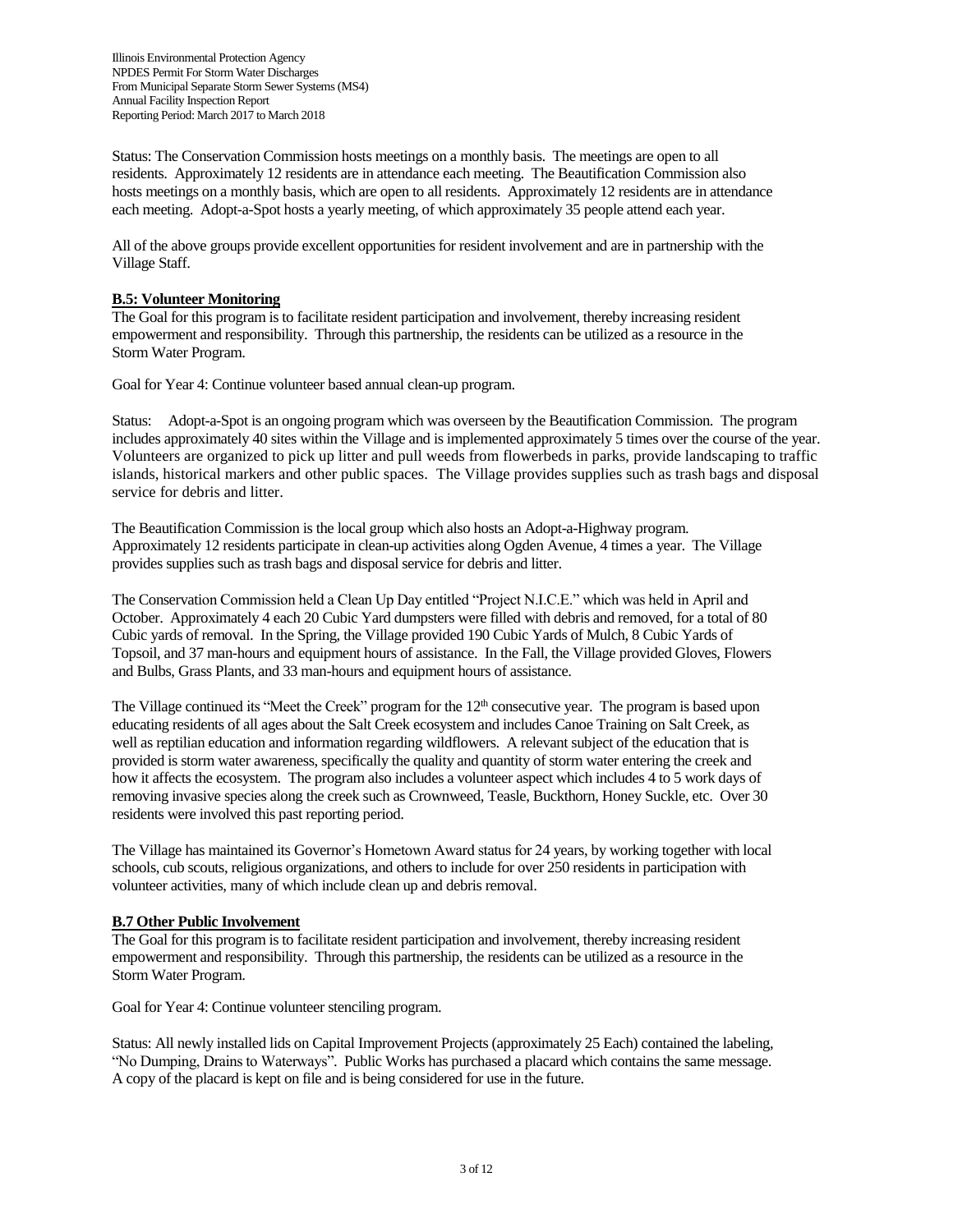Status: The Conservation Commission hosts meetings on a monthly basis. The meetings are open to all residents. Approximately 12 residents are in attendance each meeting. The Beautification Commission also hosts meetings on a monthly basis, which are open to all residents. Approximately 12 residents are in attendance each meeting. Adopt-a-Spot hosts a yearly meeting, of which approximately 35 people attend each year.

All of the above groups provide excellent opportunities for resident involvement and are in partnership with the Village Staff.

**B.5: Volunteer Monitoring**

The Goal for this program is to facilitate resident participation and involvement, thereby increasing resident empowerment and responsibility. Through this partnership, the residents can be utilized as a resource in the Storm Water Program.

Goal for Year 4: Continue volunteer based annual clean-up program.

Status: Adopt-a-Spot is an ongoing program which was overseen by the Beautification Commission. The program includes approximately 40 sites within the Village and is implemented approximately 5 times over the course of the year. Volunteers are organized to pick up litter and pull weeds from flowerbeds in parks, provide landscaping to traffic islands, historical markers and other public spaces. The Village provides supplies such as trash bags and disposal service for debris and litter.

The Beautification Commission is the local group which also hosts an Adopt-a-Highway program. Approximately 12 residents participate in clean-up activities along Ogden Avenue, 4 times a year. The Village provides supplies such as trash bags and disposal service for debris and litter.

The Conservation Commission held a Clean Up Day entitled "Project N.I.C.E." which was held in April and October. Approximately 4 each 20 Cubic Yard dumpsters were filled with debris and removed, for a total of 80 Cubic yards of removal. In the Spring, the Village provided 190 Cubic Yards of Mulch, 8 Cubic Yards of Topsoil, and 37 man-hours and equipment hours of assistance. In the Fall, the Village provided Gloves, Flowers and Bulbs, Grass Plants, and 33 man-hours and equipment hours of assistance.

The Village continued its "Meet the Creek" program for the 12th consecutive year. The program is based upon educating residents of all ages about the Salt Creek ecosystem and includes Canoe Training on Salt Creek, as well as reptilian education and information regarding wildflowers. A relevant subject of the education that is provided is storm water awareness, specifically the quality and quantity of storm water entering the creek and how it affects the ecosystem. The program also includes a volunteer aspect which includes 4 to 5 work days of removing invasive species along the creek such as Crownweed, Teasle, Buckthorn, Honey Suckle, etc. Over 30 residents were involved this past reporting period.

The Village has maintained its Governor's Hometown Award status for 24 years, by working together with local schools, cub scouts, religious organizations, and others to include for over 250 residents in participation with volunteer activities, many of which include clean up and debris removal.

**B.7 Other Public Involvement**

The Goal for this program is to facilitate resident participation and involvement, thereby increasing resident empowerment and responsibility. Through this partnership, the residents can be utilized as a resource in the Storm Water Program.

Goal for Year 4: Continue volunteer stenciling program.

Status: All newly installed lids on Capital Improvement Projects (approximately 25 Each) contained the labeling, "No Dumping, Drains to Waterways". Public Works has purchased a placard which contains the same message. A copy of the placard is kept on file and is being considered for use in the future.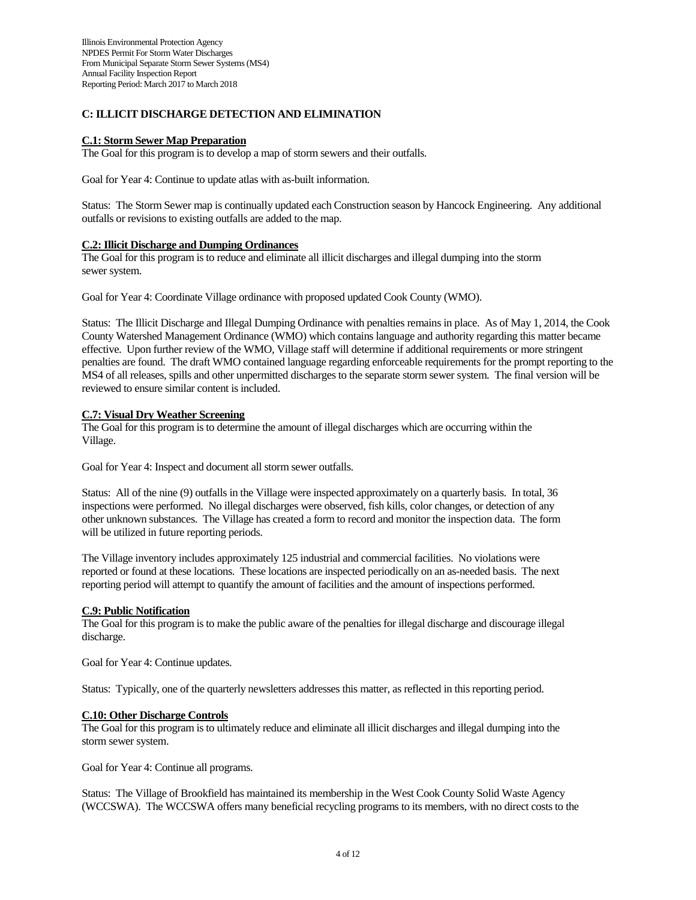## C: ILLICIT DISCHARGE DETECTION AND ELIMINATION

### C.1: Storm Sewer Map Preparation

The Goal for this program is to develop a map of storm sewers and their outfalls.

Goal for Year 4: Continue to update atlas with as-built information.

Status: The Storm Sewer map is continually updated each Construction season by Hancock Engineering. Any additional outfalls or revisions to existing outfalls are added to the map.

### C.2: Illicit Discharge and Dumping Ordinances

The Goal for this program is to reduce and eliminate all illicit discharges and illegal dumping into the storm sewer system.

Goal for Year 4: Coordinate Village ordinance with proposed updated Cook County (WMO).

Status: The Illicit Discharge and Illegal Dumping Ordinance with penalties remains in place. As of May 1, 2014, the Cook County Watershed Management Ordinance (WMO) which contains language and authority regarding this matter became effective. Upon further review of the WMO, Village staff will determine if additional requirements or more stringent penalties are found. The draft WMO contained language regarding enforceable requirements for the prompt reporting to the MS4 of all releases, spills and other unpermitted discharges to the separate storm sewer system. The final version will be reviewed to ensure similar content is included.

### C.7: Visual Dry Weather Screening

The Goal for this program is to determine the amount of illegal discharges which are occurring within the Village.

Goal for Year 4: Inspect and document all storm sewer outfalls.

Status: All of the nine (9) outfalls in the Village were inspected approximately on a quarterly basis. In total, 36 inspections were performed. No illegal discharges were observed, fish kills, color changes, or detection of any other unknown substances. The Village has created a form to record and monitor the inspection data. The form will be utilized in future reporting periods.

The Village inventory includes approximately 125 industrial and commercial facilities. No violations were reported or found at these locations. These locations are inspected periodically on an as-needed basis. The next reporting period will attempt to quantify the amount of facilities and the amount of inspections performed.

### C.9: Public Notification

The Goal for this program is to make the public aware of the penalties for illegal discharge and discourage illegal discharge.

Goal for Year 4: Continue updates.

Status: Typically, one of the quarterly newsletters addresses this matter, as reflected in this reporting period.

### C.10: Other Discharge Controls

The Goal for this program is to ultimately reduce and eliminate all illicit discharges and illegal dumping into the storm sewer system.

Goal for Year 4: Continue all programs.

Status: The Village of Brookfield has maintained its membership in the West Cook County Solid Waste Agency (WCCSWA). The WCCSWA offers many beneficial recycling programs to its members, with no direct costs to the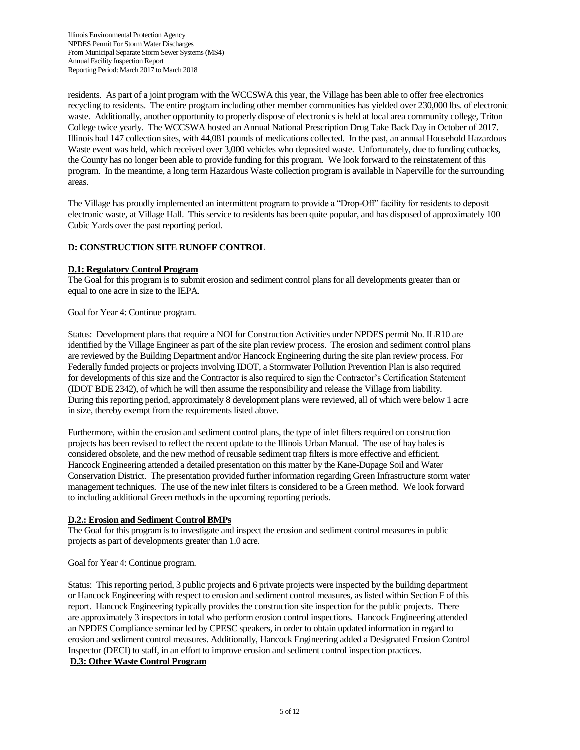residents. As part of a joint program with the WCCSWA this year, the Village has been able to offer free electronics recycling to residents. The entire program including other member communities has yielded over 230,000 lbs. of electronic waste. Additionally, another opportunity to properly dispose of electronics is held at local area community college, Triton College twice yearly. The WCCSWA hosted an Annual National Prescription Drug Take Back Day in October of 2017. Illinois had 147 collection sites, with 44,081 pounds of medications collected. In the past, an annual Household Hazardous Waste event was held, which received over 3,000 vehicles who deposited waste. Unfortunately, due to funding cutbacks, the County has no longer been able to provide funding for this program. We look forward to the reinstatement of this program. In the meantime, a long term Hazardous Waste collection program is available in Naperville for the surrounding areas.

The Village has proudly implemented an intermittent program to provide a "Drop-Off" facility for residents to deposit electronic waste, at Village Hall. This service to residents has been quite popular, and has disposed of approximately 100 Cubic Yards over the past reporting period.

## D: CONSTRUCTION SITE RUNOFF CONTROL

### D.1: Regulatory Control Program

The Goal for this program is to submit erosion and sediment control plans for all developments greater than or equal to one acre in size to the IEPA.

Goal for Year 4: Continue program.

Status: Development plans that require a NOI for Construction Activities under NPDES permit No. ILR10 are identified by the Village Engineer as part of the site plan review process. The erosion and sediment control plans are reviewed by the Building Department and/or Hancock Engineering during the site plan review process. For Federally funded projects or projects involving IDOT, a Stormwater Pollution Prevention Plan is also required for developments of this size and the Contractor is also required to sign the Contractor's Certification Statement (IDOT BDE 2342), of which he will then assume the responsibility and release the Village from liability. During this reporting period, approximately 8 development plans were reviewed, all of which were below 1 acre in size, thereby exempt from the requirements listed above.

Furthermore, within the erosion and sediment control plans, the type of inlet filters required on construction projects has been revised to reflect the recent update to the Illinois Urban Manual. The use of hay bales is considered obsolete, and the new method of reusable sediment trap filters is more effective and efficient. Hancock Engineering attended a detailed presentation on this matter by the Kane-Dupage Soil and Water Conservation District. The presentation provided further information regarding Green Infrastructure storm water management techniques. The use of the new inlet filters is considered to be a Green method. We look forward to including additional Green methods in the upcoming reporting periods.

### D.2.: Erosion and Sediment Control BMPs

The Goal for this program is to investigate and inspect the erosion and sediment control measures in public projects as part of developments greater than 1.0 acre.

Goal for Year 4: Continue program.

Status: This reporting period, 3 public projects and 6 private projects were inspected by the building department or Hancock Engineering with respect to erosion and sediment control measures, as listed within Section F of this report. Hancock Engineering typically provides the construction site inspection for the public projects. There are approximately 3 inspectors in total who perform erosion control inspections. Hancock Engineering attended an NPDES Compliance seminar led by CPESC speakers, in order to obtain updated information in regard to erosion and sediment control measures. Additionally, Hancock Engineering added a Designated Erosion Control Inspector (DECI) to staff, in an effort to improve erosion and sediment control inspection practices.

### D.3: Other Waste Control Program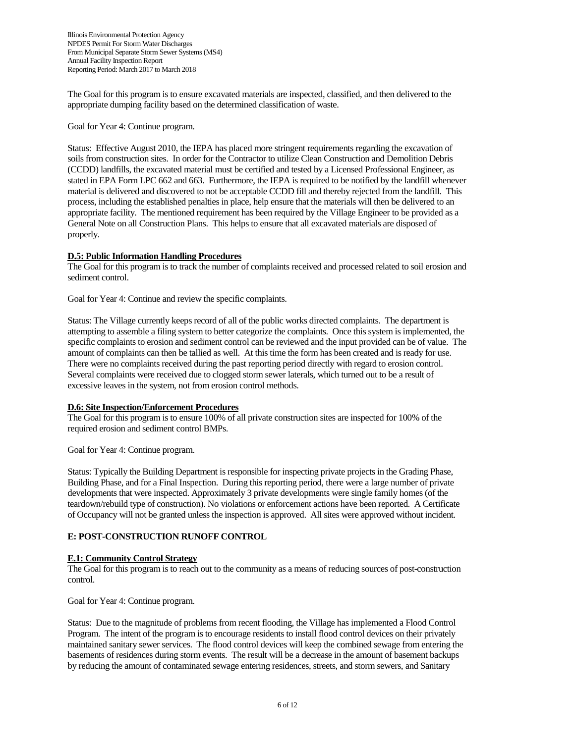The Goal for this program is to ensure excavated materials are inspected, classified, and then delivered to the appropriate dumping facility based on the determined classification of waste.

Goal for Year 4: Continue program.

Status: Effective August 2010, the IEPA has placed more stringent requirements regarding the excavation of soils from construction sites. In order for the Contractor to utilize Clean Construction and Demolition Debris (CCDD) landfills, the excavated material must be certified and tested by a Licensed Professional Engineer, as stated in EPA Form LPC 662 and 663. Furthermore, the IEPA is required to be notified by the landfill whenever material is delivered and discovered to not be acceptable CCDD fill and thereby rejected from the landfill. This process, including the established penalties in place, help ensure that the materials will then be delivered to an appropriate facility. The mentioned requirement has been required by the Village Engineer to be provided as a General Note on all Construction Plans. This helps to ensure that all excavated materials are disposed of properly.

### D.5: Public Information Handling Procedures

The Goal for this program is to track the number of complaints received and processed related to soil erosion and sediment control.

Goal for Year 4: Continue and review the specific complaints.

Status: The Village currently keeps record of all of the public works directed complaints. The department is attempting to assemble a filing system to better categorize the complaints. Once this system is implemented, the specific complaints to erosion and sediment control can be reviewed and the input provided can be of value. The amount of complaints can then be tallied as well. At this time the form has been created and is ready for use. There were no complaints received during the past reporting period directly with regard to erosion control. Several complaints were received due to clogged storm sewer laterals, which turned out to be a result of excessive leaves in the system, not from erosion control methods.

### D.6: Site Inspection/Enforcement Procedures

The Goal for this program is to ensure 100% of all private construction sites are inspected for 100% of the required erosion and sediment control BMPs.

Goal for Year 4: Continue program.

Status: Typically the Building Department is responsible for inspecting private projects in the Grading Phase, Building Phase, and for a Final Inspection. During this reporting period, there were a large number of private developments that were inspected. Approximately 3 private developments were single family homes (of the teardown/rebuild type of construction). No violations or enforcement actions have been reported. A Certificate of Occupancy will not be granted unless the inspection is approved. All sites were approved without incident.

## E: POST-CONSTRUCTION RUNOFF CONTROL

### E.1: Community Control Strategy

The Goal for this program is to reach out to the community as a means of reducing sources of post-construction control.

Goal for Year 4: Continue program.

Status: Due to the magnitude of problems from recent flooding, the Village has implemented a Flood Control Program. The intent of the program is to encourage residents to install flood control devices on their privately maintained sanitary sewer services. The flood control devices will keep the combined sewage from entering the basements of residences during storm events. The result will be a decrease in the amount of basement backups by reducing the amount of contaminated sewage entering residences, streets, and storm sewers, and Sanitary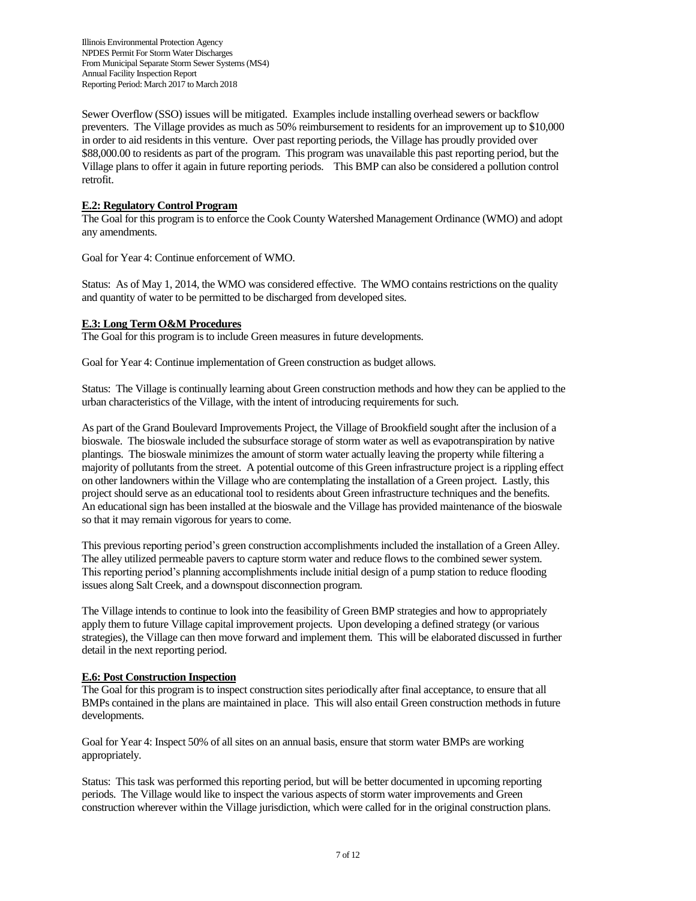Sewer Overflow (SSO) issues will be mitigated. Examples include installing overhead sewers or backflow preventers. The Village provides as much as 50% reimbursement to residents for an improvement up to $10,000 in order to aid residents in this venture. Over past reporting periods, the Village has proudly provided over $88,000.00 to residents as part of the program. This program was unavailable this past reporting period, but the Village plans to offer it again in future reporting periods. This BMP can also be considered a pollution control retrofit.

**E.2: Regulatory Control Program**

The Goal for this program is to enforce the Cook County Watershed Management Ordinance (WMO) and adopt any amendments.

Goal for Year 4: Continue enforcement of WMO.

Status: As of May 1, 2014, the WMO was considered effective. The WMO contains restrictions on the quality and quantity of water to be permitted to be discharged from developed sites.

**E.3: Long Term O&M Procedures**

The Goal for this program is to include Green measures in future developments.

Goal for Year 4: Continue implementation of Green construction as budget allows.

Status: The Village is continually learning about Green construction methods and how they can be applied to the urban characteristics of the Village, with the intent of introducing requirements for such.

As part of the Grand Boulevard Improvements Project, the Village of Brookfield sought after the inclusion of a bioswale. The bioswale included the subsurface storage of storm water as well as evapotranspiration by native plantings. The bioswale minimizes the amount of storm water actually leaving the property while filtering a majority of pollutants from the street. A potential outcome of this Green infrastructure project is a rippling effect on other landowners within the Village who are contemplating the installation of a Green project. Lastly, this project should serve as an educational tool to residents about Green infrastructure techniques and the benefits. An educational sign has been installed at the bioswale and the Village has provided maintenance of the bioswale so that it may remain vigorous for years to come.

This previous reporting period's green construction accomplishments included the installation of a Green Alley. The alley utilized permeable pavers to capture storm water and reduce flows to the combined sewer system. This reporting period's planning accomplishments include initial design of a pump station to reduce flooding issues along Salt Creek, and a downspout disconnection program.

The Village intends to continue to look into the feasibility of Green BMP strategies and how to appropriately apply them to future Village capital improvement projects. Upon developing a defined strategy (or various strategies), the Village can then move forward and implement them. This will be elaborated discussed in further detail in the next reporting period.

**E.6: Post Construction Inspection**

The Goal for this program is to inspect construction sites periodically after final acceptance, to ensure that all BMPs contained in the plans are maintained in place. This will also entail Green construction methods in future developments.

Goal for Year 4: Inspect 50% of all sites on an annual basis, ensure that storm water BMPs are working appropriately.

Status: This task was performed this reporting period, but will be better documented in upcoming reporting periods. The Village would like to inspect the various aspects of storm water improvements and Green construction wherever within the Village jurisdiction, which were called for in the original construction plans.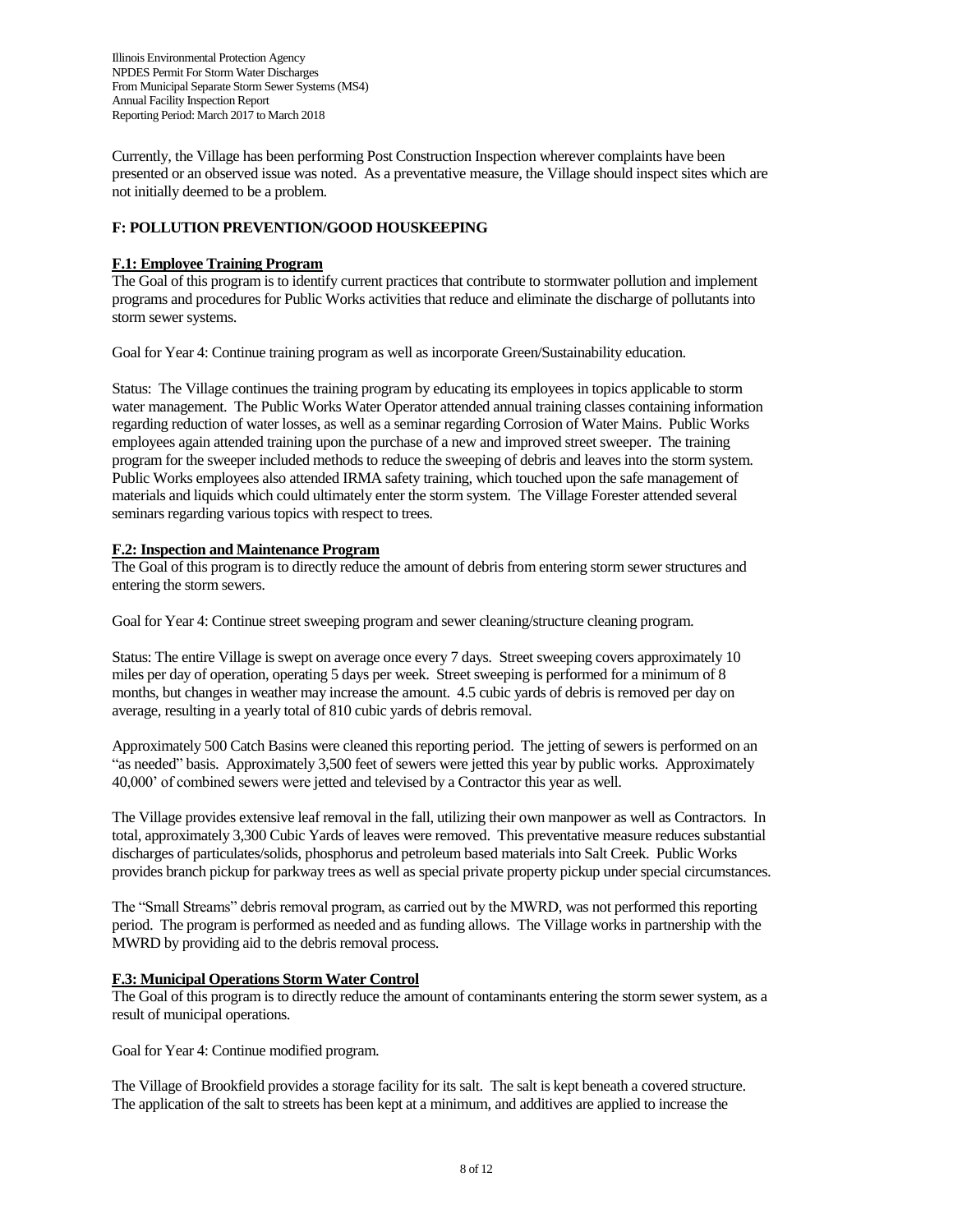Currently, the Village has been performing Post Construction Inspection wherever complaints have been presented or an observed issue was noted. As a preventative measure, the Village should inspect sites which are not initially deemed to be a problem.

## F: POLLUTION PREVENTION/GOOD HOUSKEEPING

### F.1: Employee Training Program

The Goal of this program is to identify current practices that contribute to stormwater pollution and implement programs and procedures for Public Works activities that reduce and eliminate the discharge of pollutants into storm sewer systems.

Goal for Year 4: Continue training program as well as incorporate Green/Sustainability education.

Status: The Village continues the training program by educating its employees in topics applicable to storm water management. The Public Works Water Operator attended annual training classes containing information regarding reduction of water losses, as well as a seminar regarding Corrosion of Water Mains. Public Works employees again attended training upon the purchase of a new and improved street sweeper. The training program for the sweeper included methods to reduce the sweeping of debris and leaves into the storm system. Public Works employees also attended IRMA safety training, which touched upon the safe management of materials and liquids which could ultimately enter the storm system. The Village Forester attended several seminars regarding various topics with respect to trees.

### F.2: Inspection and Maintenance Program

The Goal of this program is to directly reduce the amount of debris from entering storm sewer structures and entering the storm sewers.

Goal for Year 4: Continue street sweeping program and sewer cleaning/structure cleaning program.

Status: The entire Village is swept on average once every 7 days. Street sweeping covers approximately 10 miles per day of operation, operating 5 days per week. Street sweeping is performed for a minimum of 8 months, but changes in weather may increase the amount. 4.5 cubic yards of debris is removed per day on average, resulting in a yearly total of 810 cubic yards of debris removal.

Approximately 500 Catch Basins were cleaned this reporting period. The jetting of sewers is performed on an "as needed" basis. Approximately 3,500 feet of sewers were jetted this year by public works. Approximately 40,000' of combined sewers were jetted and televised by a Contractor this year as well.

The Village provides extensive leaf removal in the fall, utilizing their own manpower as well as Contractors. In total, approximately 3,300 Cubic Yards of leaves were removed. This preventative measure reduces substantial discharges of particulates/solids, phosphorus and petroleum based materials into Salt Creek. Public Works provides branch pickup for parkway trees as well as special private property pickup under special circumstances.

The "Small Streams" debris removal program, as carried out by the MWRD, was not performed this reporting period. The program is performed as needed and as funding allows. The Village works in partnership with the MWRD by providing aid to the debris removal process.

### F.3: Municipal Operations Storm Water Control

The Goal of this program is to directly reduce the amount of contaminants entering the storm sewer system, as a result of municipal operations.

Goal for Year 4: Continue modified program.

The Village of Brookfield provides a storage facility for its salt. The salt is kept beneath a covered structure. The application of the salt to streets has been kept at a minimum, and additives are applied to increase the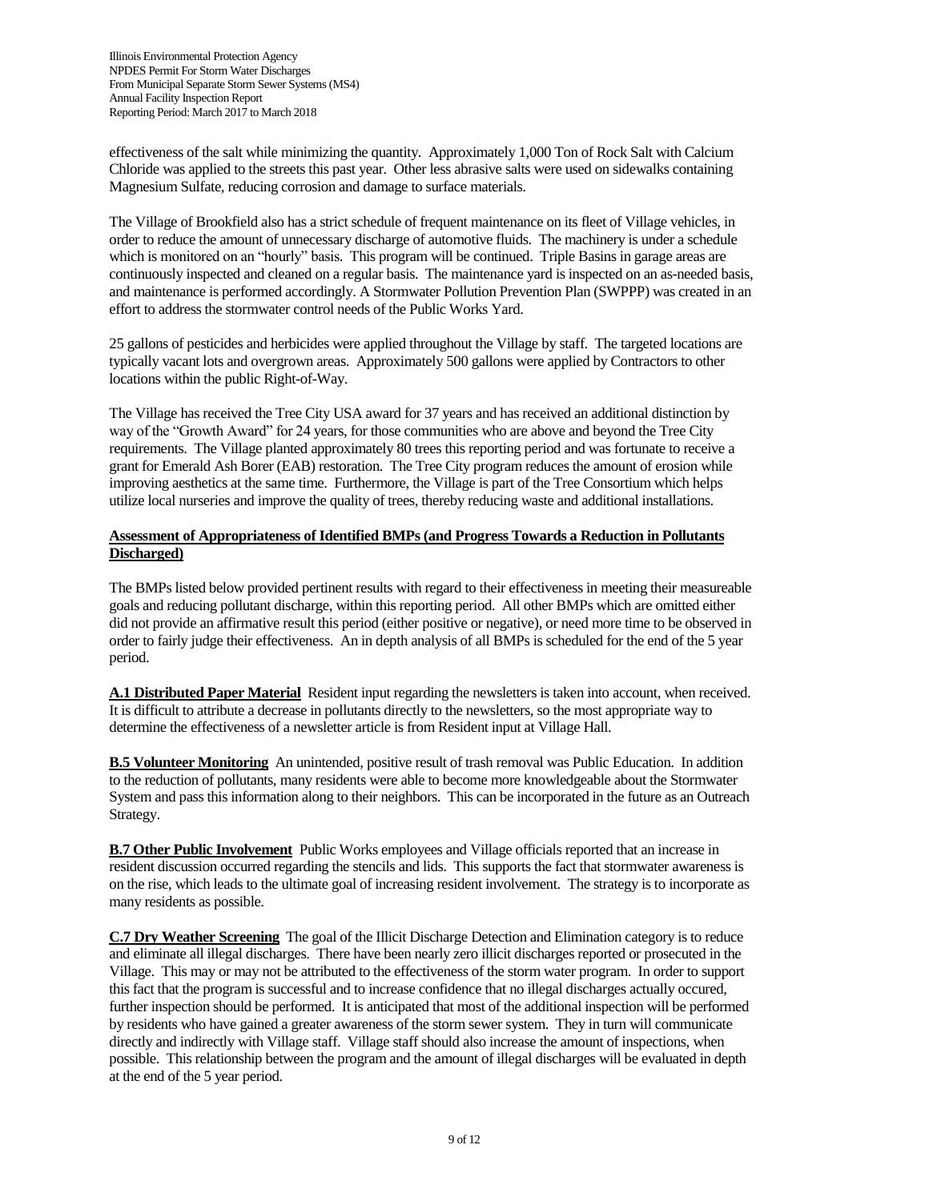effectiveness of the salt while minimizing the quantity. Approximately 1,000 Ton of Rock Salt with Calcium Chloride was applied to the streets this past year. Other less abrasive salts were used on sidewalks containing Magnesium Sulfate, reducing corrosion and damage to surface materials.

The Village of Brookfield also has a strict schedule of frequent maintenance on its fleet of Village vehicles, in order to reduce the amount of unnecessary discharge of automotive fluids. The machinery is under a schedule which is monitored on an "hourly" basis. This program will be continued. Triple Basins in garage areas are continuously inspected and cleaned on a regular basis. The maintenance yard is inspected on an as-needed basis, and maintenance is performed accordingly. A Stormwater Pollution Prevention Plan (SWPPP) was created in an effort to address the stormwater control needs of the Public Works Yard.

25 gallons of pesticides and herbicides were applied throughout the Village by staff. The targeted locations are typically vacant lots and overgrown areas. Approximately 500 gallons were applied by Contractors to other locations within the public Right-of-Way.

The Village has received the Tree City USA award for 37 years and has received an additional distinction by way of the "Growth Award" for 24 years, for those communities who are above and beyond the Tree City requirements. The Village planted approximately 80 trees this reporting period and was fortunate to receive a grant for Emerald Ash Borer (EAB) restoration. The Tree City program reduces the amount of erosion while improving aesthetics at the same time. Furthermore, the Village is part of the Tree Consortium which helps utilize local nurseries and improve the quality of trees, thereby reducing waste and additional installations.

**Assessment of Appropriateness of Identified BMPs (and Progress Towards a Reduction in Pollutants Discharged)**

The BMPs listed below provided pertinent results with regard to their effectiveness in meeting their measureable goals and reducing pollutant discharge, within this reporting period. All other BMPs which are omitted either did not provide an affirmative result this period (either positive or negative), or need more time to be observed in order to fairly judge their effectiveness. An in depth analysis of all BMPs is scheduled for the end of the 5 year period.

**A.1 Distributed Paper Material** Resident input regarding the newsletters is taken into account, when received. It is difficult to attribute a decrease in pollutants directly to the newsletters, so the most appropriate way to determine the effectiveness of a newsletter article is from Resident input at Village Hall.

**B.5 Volunteer Monitoring** An unintended, positive result of trash removal was Public Education. In addition to the reduction of pollutants, many residents were able to become more knowledgeable about the Stormwater System and pass this information along to their neighbors. This can be incorporated in the future as an Outreach Strategy.

**B.7 Other Public Involvement** Public Works employees and Village officials reported that an increase in resident discussion occurred regarding the stencils and lids. This supports the fact that stormwater awareness is on the rise, which leads to the ultimate goal of increasing resident involvement. The strategy is to incorporate as many residents as possible.

**C.7 Dry Weather Screening** The goal of the Illicit Discharge Detection and Elimination category is to reduce and eliminate all illegal discharges. There have been nearly zero illicit discharges reported or prosecuted in the Village. This may or may not be attributed to the effectiveness of the storm water program. In order to support this fact that the program is successful and to increase confidence that no illegal discharges actually occured, further inspection should be performed. It is anticipated that most of the additional inspection will be performed by residents who have gained a greater awareness of the storm sewer system. They in turn will communicate directly and indirectly with Village staff. Village staff should also increase the amount of inspections, when possible. This relationship between the program and the amount of illegal discharges will be evaluated in depth at the end of the 5 year period.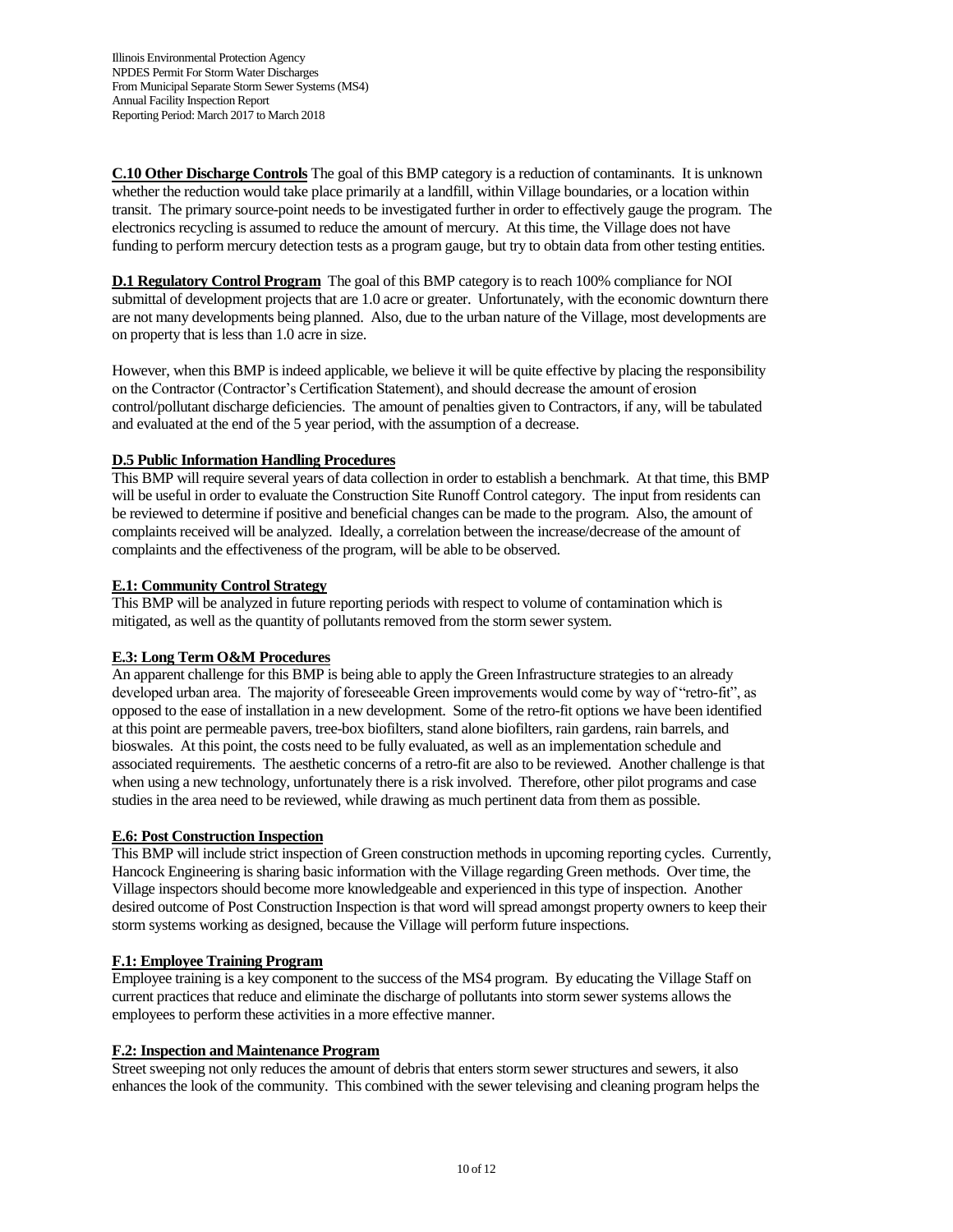**C.10 Other Discharge Controls** The goal of this BMP category is a reduction of contaminants. It is unknown whether the reduction would take place primarily at a landfill, within Village boundaries, or a location within transit. The primary source-point needs to be investigated further in order to effectively gauge the program. The electronics recycling is assumed to reduce the amount of mercury. At this time, the Village does not have funding to perform mercury detection tests as a program gauge, but try to obtain data from other testing entities.

**D.1 Regulatory Control Program** The goal of this BMP category is to reach 100% compliance for NOI submittal of development projects that are 1.0 acre or greater. Unfortunately, with the economic downturn there are not many developments being planned. Also, due to the urban nature of the Village, most developments are on property that is less than 1.0 acre in size.

However, when this BMP is indeed applicable, we believe it will be quite effective by placing the responsibility on the Contractor (Contractor's Certification Statement), and should decrease the amount of erosion control/pollutant discharge deficiencies. The amount of penalties given to Contractors, if any, will be tabulated and evaluated at the end of the 5 year period, with the assumption of a decrease.

**D.5 Public Information Handling Procedures**

This BMP will require several years of data collection in order to establish a benchmark. At that time, this BMP will be useful in order to evaluate the Construction Site Runoff Control category. The input from residents can be reviewed to determine if positive and beneficial changes can be made to the program. Also, the amount of complaints received will be analyzed. Ideally, a correlation between the increase/decrease of the amount of complaints and the effectiveness of the program, will be able to be observed.

**E.1: Community Control Strategy**

This BMP will be analyzed in future reporting periods with respect to volume of contamination which is mitigated, as well as the quantity of pollutants removed from the storm sewer system.

**E.3: Long Term O&M Procedures**

An apparent challenge for this BMP is being able to apply the Green Infrastructure strategies to an already developed urban area. The majority of foreseeable Green improvements would come by way of "retro-fit", as opposed to the ease of installation in a new development. Some of the retro-fit options we have been identified at this point are permeable pavers, tree-box biofilters, stand alone biofilters, rain gardens, rain barrels, and bioswales. At this point, the costs need to be fully evaluated, as well as an implementation schedule and associated requirements. The aesthetic concerns of a retro-fit are also to be reviewed. Another challenge is that when using a new technology, unfortunately there is a risk involved. Therefore, other pilot programs and case studies in the area need to be reviewed, while drawing as much pertinent data from them as possible.

**E.6: Post Construction Inspection**

This BMP will include strict inspection of Green construction methods in upcoming reporting cycles. Currently, Hancock Engineering is sharing basic information with the Village regarding Green methods. Over time, the Village inspectors should become more knowledgeable and experienced in this type of inspection. Another desired outcome of Post Construction Inspection is that word will spread amongst property owners to keep their storm systems working as designed, because the Village will perform future inspections.

**F.1: Employee Training Program**

Employee training is a key component to the success of the MS4 program. By educating the Village Staff on current practices that reduce and eliminate the discharge of pollutants into storm sewer systems allows the employees to perform these activities in a more effective manner.

**F.2: Inspection and Maintenance Program**

Street sweeping not only reduces the amount of debris that enters storm sewer structures and sewers, it also enhances the look of the community. This combined with the sewer televising and cleaning program helps the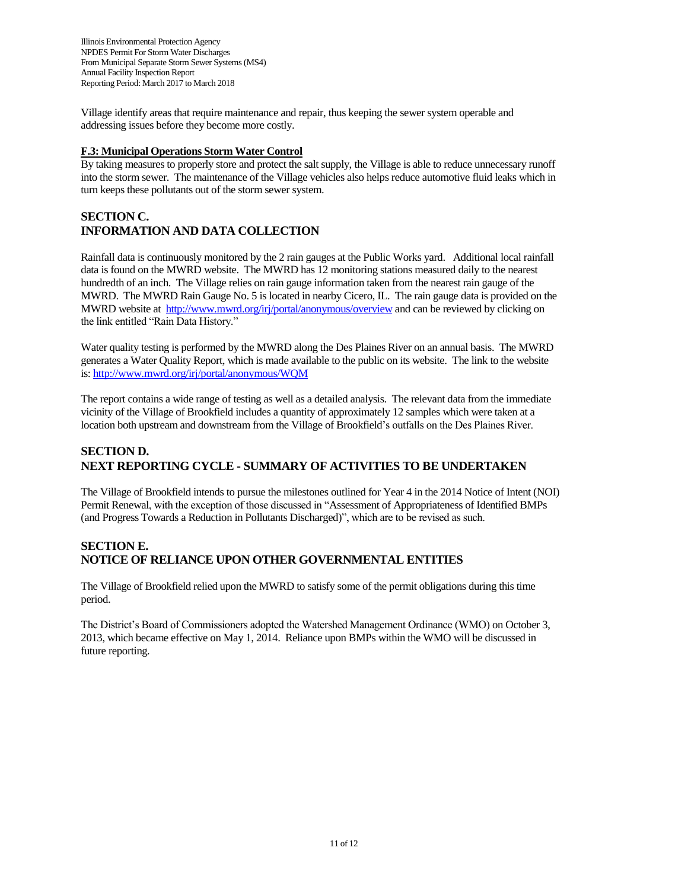Village identify areas that require maintenance and repair, thus keeping the sewer system operable and addressing issues before they become more costly.

**F.3: Municipal Operations Storm Water Control**

By taking measures to properly store and protect the salt supply, the Village is able to reduce unnecessary runoff into the storm sewer. The maintenance of the Village vehicles also helps reduce automotive fluid leaks which in turn keeps these pollutants out of the storm sewer system.

## SECTION C. INFORMATION AND DATA COLLECTION

Rainfall data is continuously monitored by the 2 rain gauges at the Public Works yard. Additional local rainfall data is found on the MWRD website. The MWRD has 12 monitoring stations measured daily to the nearest hundredth of an inch. The Village relies on rain gauge information taken from the nearest rain gauge of the MWRD. The MWRD Rain Gauge No. 5 is located in nearby Cicero, IL. The rain gauge data is provided on the MWRD website at http://www.mwrd.org/irj/portal/anonymous/overview and can be reviewed by clicking on the link entitled "Rain Data History."

Water quality testing is performed by the MWRD along the Des Plaines River on an annual basis. The MWRD generates a Water Quality Report, which is made available to the public on its website. The link to the website is: http://www.mwrd.org/irj/portal/anonymous/WQM

The report contains a wide range of testing as well as a detailed analysis. The relevant data from the immediate vicinity of the Village of Brookfield includes a quantity of approximately 12 samples which were taken at a location both upstream and downstream from the Village of Brookfield's outfalls on the Des Plaines River.

## SECTION D. NEXT REPORTING CYCLE - SUMMARY OF ACTIVITIES TO BE UNDERTAKEN

The Village of Brookfield intends to pursue the milestones outlined for Year 4 in the 2014 Notice of Intent (NOI) Permit Renewal, with the exception of those discussed in "Assessment of Appropriateness of Identified BMPs (and Progress Towards a Reduction in Pollutants Discharged)", which are to be revised as such.

## SECTION E. NOTICE OF RELIANCE UPON OTHER GOVERNMENTAL ENTITIES

The Village of Brookfield relied upon the MWRD to satisfy some of the permit obligations during this time period.

The District's Board of Commissioners adopted the Watershed Management Ordinance (WMO) on October 3, 2013, which became effective on May 1, 2014. Reliance upon BMPs within the WMO will be discussed in future reporting.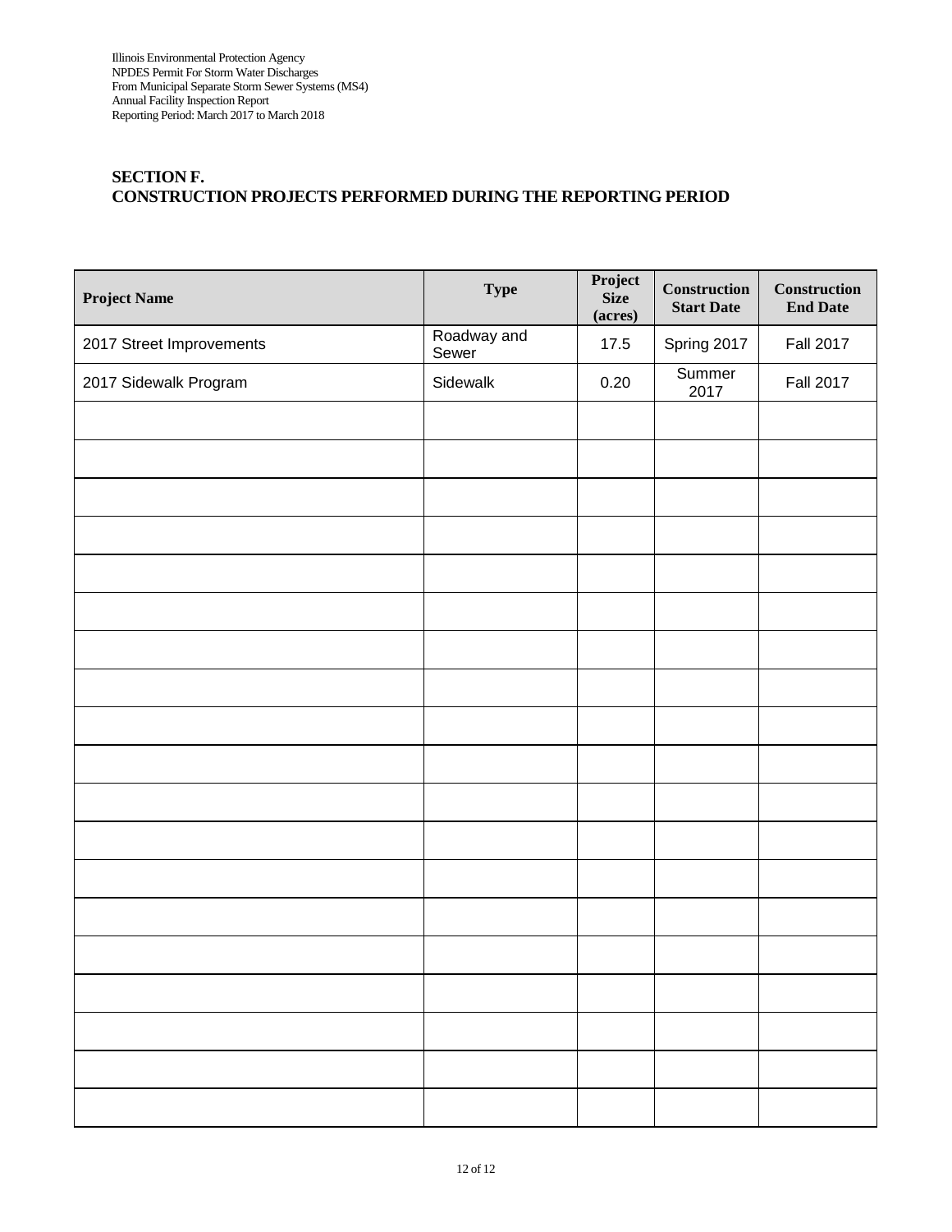**SECTION F.**
**CONSTRUCTION PROJECTS PERFORMED DURING THE REPORTING PERIOD**

| Project Name | Type | Project Size (acres) | Construction Start Date | Construction End Date |
|---|---|---|---|---|
| 2017 Street Improvements | Roadway and Sewer | 17.5 | Spring 2017 | Fall 2017 |
| 2017 Sidewalk Program | Sidewalk | 0.20 | Summer 2017 | Fall 2017 |
| | | | | |
| | | | | |
| | | | | |
| | | | | |
| | | | | |
| | | | | |
| | | | | |
| | | | | |
| | | | | |
| | | | | |
| | | | | |
| | | | | |
| | | | | |
| | | | | |
| | | | | |
| | | | | |
| | | | | |
| | | | | |
| | | | | |